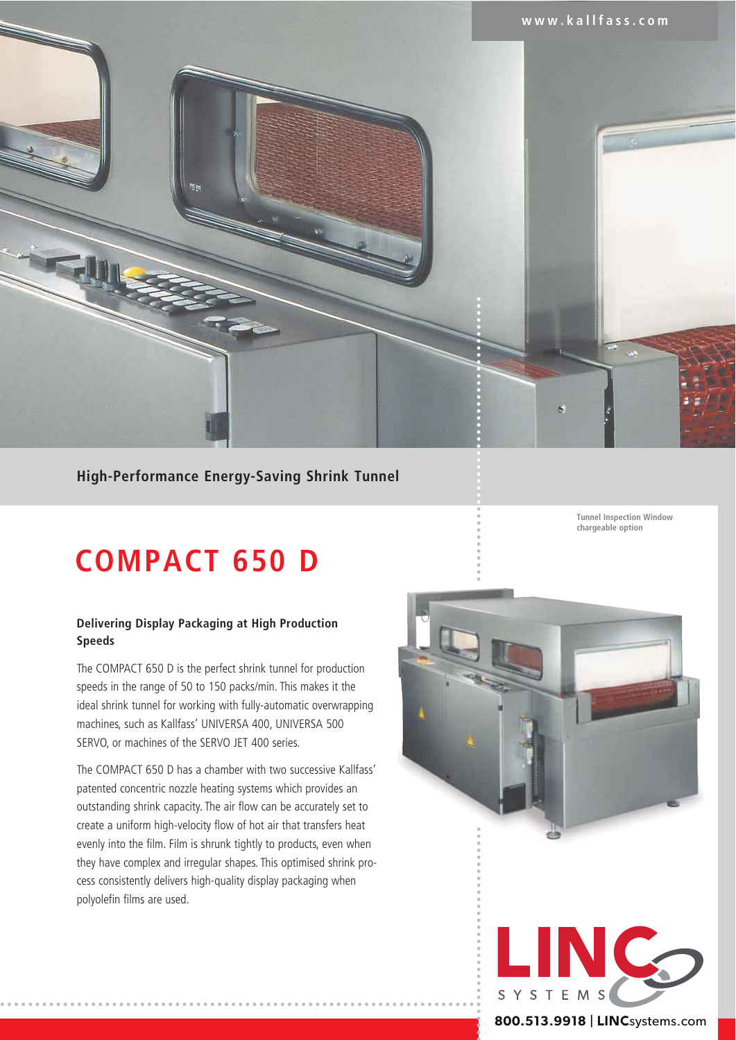www.kallfass.com

High-Performance Energy-Saving Shrink Tunnel

# COMPACT 650 D

Tunnel Inspection Window
chargeable option

### Delivering Display Packaging at High Production Speeds

The COMPACT 650 D is the perfect shrink tunnel for production speeds in the range of 50 to 150 packs/min. This makes it the ideal shrink tunnel for working with fully-automatic overwrapping machines, such as Kallfass' UNIVERSA 400, UNIVERSA 500 SERVO, or machines of the SERVO JET 400 series.

The COMPACT 650 D has a chamber with two successive Kallfass' patented concentric nozzle heating systems which provides an outstanding shrink capacity. The air flow can be accurately set to create a uniform high-velocity flow of hot air that transfers heat evenly into the film. Film is shrunk tightly to products, even when they have complex and irregular shapes. This optimised shrink process consistently delivers high-quality display packaging when polyolefin films are used.

LINC SYSTEMS

**800.513.9918 | LINCsystems.com**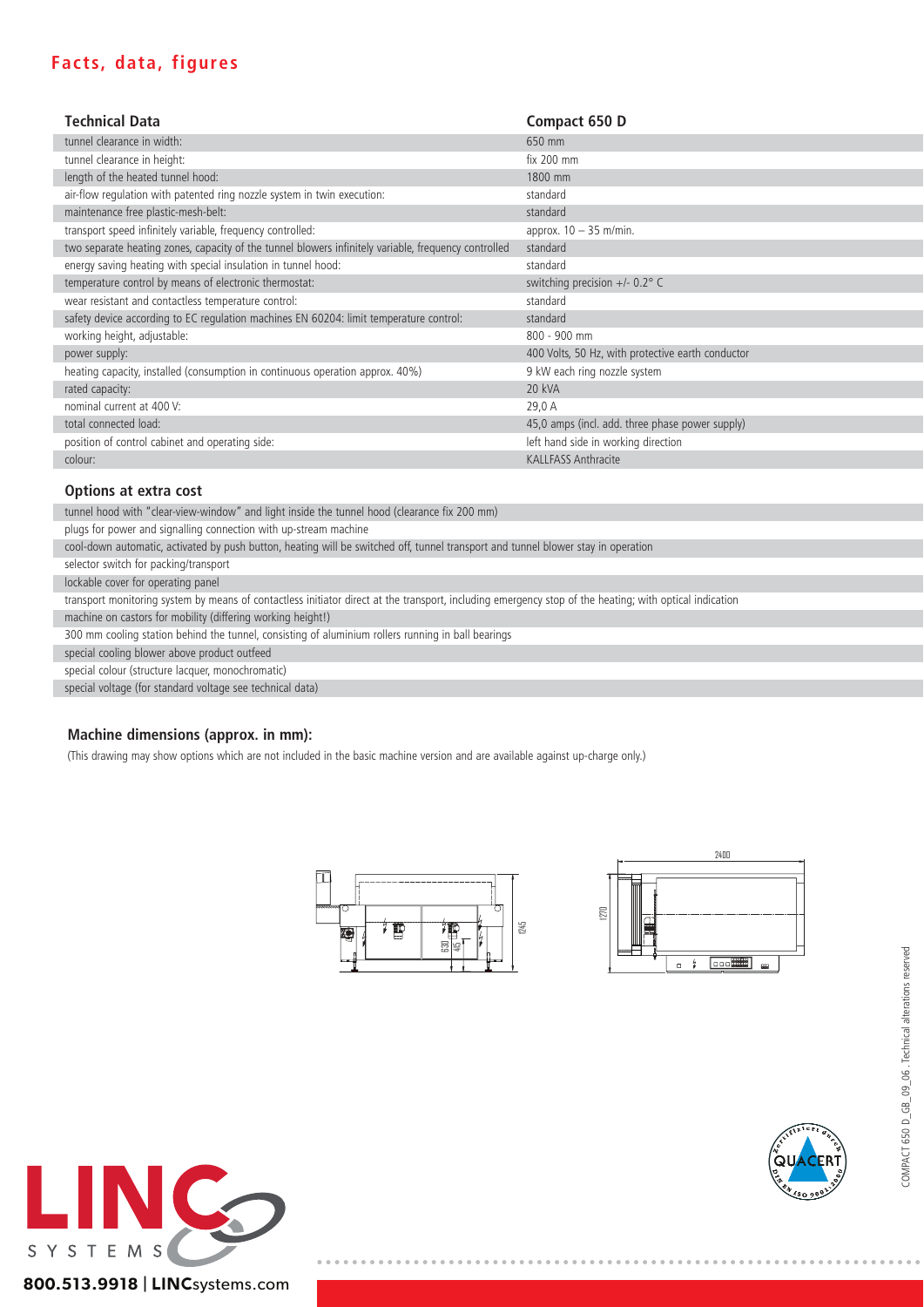## Facts, data, figures

| Technical Data | Compact 650 D |
|---|---|
| tunnel clearance in width: | 650 mm |
| tunnel clearance in height: | fix 200 mm |
| length of the heated tunnel hood: | 1800 mm |
| air-flow regulation with patented ring nozzle system in twin execution: | standard |
| maintenance free plastic-mesh-belt: | standard |
| transport speed infinitely variable, frequency controlled: | approx. 10 – 35 m/min. |
| two separate heating zones, capacity of the tunnel blowers infinitely variable, frequency controlled | standard |
| energy saving heating with special insulation in tunnel hood: | standard |
| temperature control by means of electronic thermostat: | switching precision +/- 0.2° C |
| wear resistant and contactless temperature control: | standard |
| safety device according to EC regulation machines EN 60204: limit temperature control: | standard |
| working height, adjustable: | 800 - 900 mm |
| power supply: | 400 Volts, 50 Hz, with protective earth conductor |
| heating capacity, installed (consumption in continuous operation approx. 40%) | 9 kW each ring nozzle system |
| rated capacity: | 20 kVA |
| nominal current at 400 V: | 29,0 A |
| total connected load: | 45,0 amps (incl. add. three phase power supply) |
| position of control cabinet and operating side: | left hand side in working direction |
| colour: | KALLFASS Anthracite |

### Options at extra cost

- tunnel hood with "clear-view-window" and light inside the tunnel hood (clearance fix 200 mm)
- plugs for power and signalling connection with up-stream machine
- cool-down automatic, activated by push button, heating will be switched off, tunnel transport and tunnel blower stay in operation
- selector switch for packing/transport
- lockable cover for operating panel
- transport monitoring system by means of contactless initiator direct at the transport, including emergency stop of the heating; with optical indication
- machine on castors for mobility (differing working height!)
- 300 mm cooling station behind the tunnel, consisting of aluminium rollers running in ball bearings
- special cooling blower above product outfeed
- special colour (structure lacquer, monochromatic)
- special voltage (for standard voltage see technical data)

### Machine dimensions (approx. in mm):

(This drawing may show options which are not included in the basic machine version and are available against up-charge only.)

1245

630

415

2400

1270

COMPACT 650 D_GB_09_06 . Technical alterations reserved

800.513.9918 | LINCsystems.com